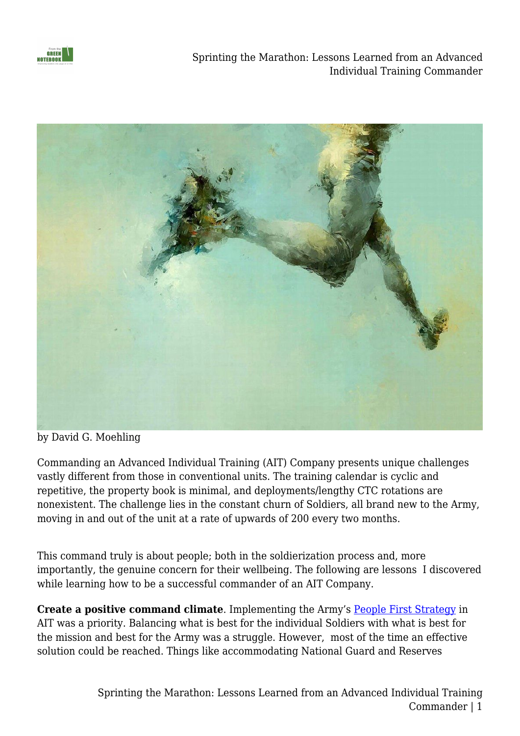by David G. Moehling

Commanding an Advanced Individual Training (AIT) Company presents unique challenges vastly different from those in conventional units. The training calendar is cyclic and repetitive, the property book is minimal, and deployments/lengthy CTC rotations are nonexistent. The challenge lies in the constant churn of Soldiers, all brand new to the Army, moving in and out of the unit at a rate of upwards of 200 every two months.

This command truly is about people; both in the soldierization process and, more importantly, the genuine concern for their wellbeing. The following are lessons I discovered while learning how to be a successful commander of an AIT Company.

**Create a positive command climate**. Implementing the Army's People First Strategy in AIT was a priority. Balancing what is best for the individual Soldiers with what is best for the mission and best for the Army was a struggle. However, most of the time an effective solution could be reached. Things like accommodating National Guard and Reserves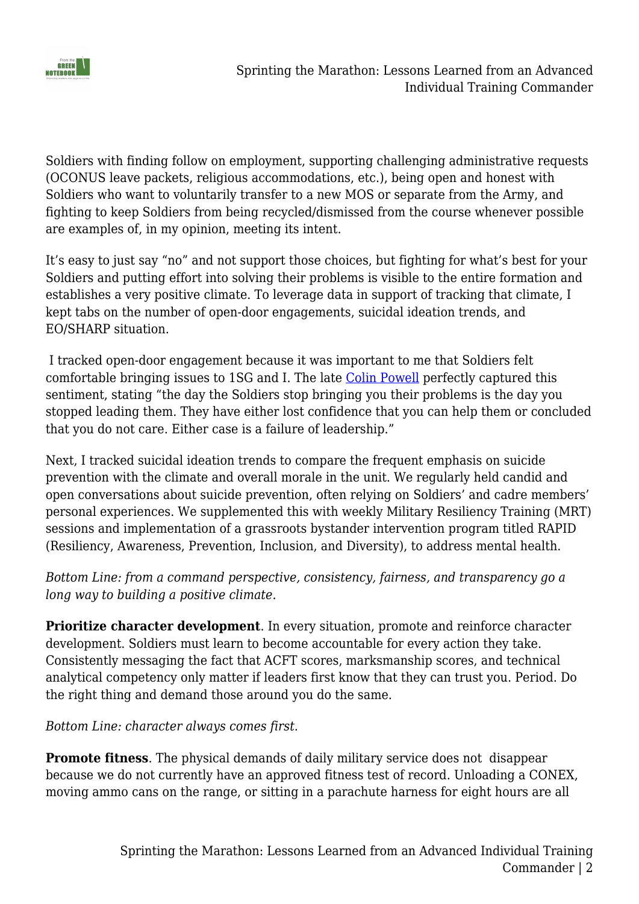Soldiers with finding follow on employment, supporting challenging administrative requests (OCONUS leave packets, religious accommodations, etc.), being open and honest with Soldiers who want to voluntarily transfer to a new MOS or separate from the Army, and fighting to keep Soldiers from being recycled/dismissed from the course whenever possible are examples of, in my opinion, meeting its intent.

It's easy to just say "no" and not support those choices, but fighting for what's best for your Soldiers and putting effort into solving their problems is visible to the entire formation and establishes a very positive climate. To leverage data in support of tracking that climate, I kept tabs on the number of open-door engagements, suicidal ideation trends, and EO/SHARP situation.

I tracked open-door engagement because it was important to me that Soldiers felt comfortable bringing issues to 1SG and I. The late Colin Powell perfectly captured this sentiment, stating "the day the Soldiers stop bringing you their problems is the day you stopped leading them. They have either lost confidence that you can help them or concluded that you do not care. Either case is a failure of leadership."

Next, I tracked suicidal ideation trends to compare the frequent emphasis on suicide prevention with the climate and overall morale in the unit. We regularly held candid and open conversations about suicide prevention, often relying on Soldiers' and cadre members' personal experiences. We supplemented this with weekly Military Resiliency Training (MRT) sessions and implementation of a grassroots bystander intervention program titled RAPID (Resiliency, Awareness, Prevention, Inclusion, and Diversity), to address mental health.

*Bottom Line: from a command perspective, consistency, fairness, and transparency go a long way to building a positive climate.*

**Prioritize character development**. In every situation, promote and reinforce character development. Soldiers must learn to become accountable for every action they take. Consistently messaging the fact that ACFT scores, marksmanship scores, and technical analytical competency only matter if leaders first know that they can trust you. Period. Do the right thing and demand those around you do the same.

*Bottom Line: character always comes first.*

**Promote fitness**. The physical demands of daily military service does not disappear because we do not currently have an approved fitness test of record. Unloading a CONEX, moving ammo cans on the range, or sitting in a parachute harness for eight hours are all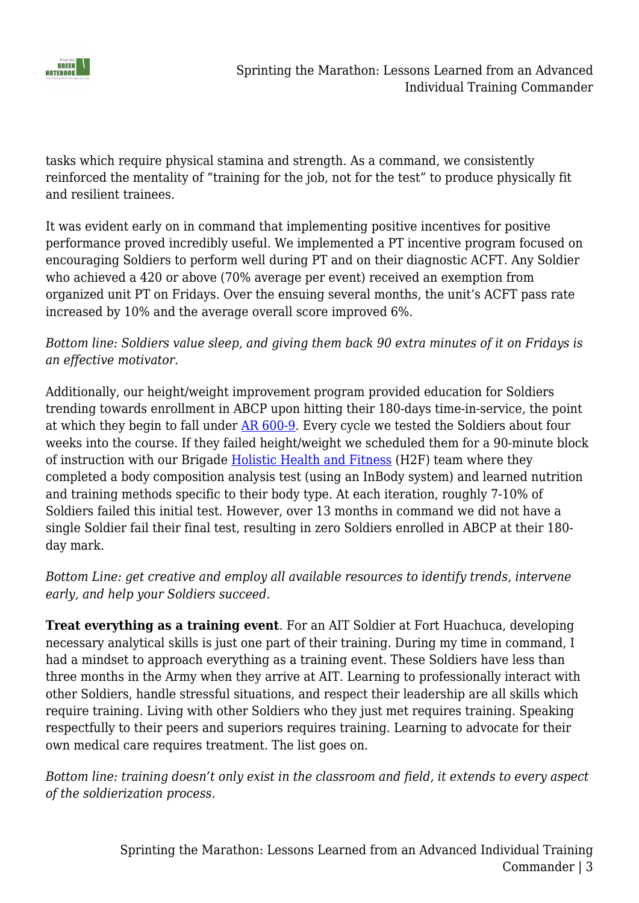tasks which require physical stamina and strength. As a command, we consistently reinforced the mentality of "training for the job, not for the test" to produce physically fit and resilient trainees.

It was evident early on in command that implementing positive incentives for positive performance proved incredibly useful. We implemented a PT incentive program focused on encouraging Soldiers to perform well during PT and on their diagnostic ACFT. Any Soldier who achieved a 420 or above (70% average per event) received an exemption from organized unit PT on Fridays. Over the ensuing several months, the unit's ACFT pass rate increased by 10% and the average overall score improved 6%.

*Bottom line: Soldiers value sleep, and giving them back 90 extra minutes of it on Fridays is an effective motivator.*

Additionally, our height/weight improvement program provided education for Soldiers trending towards enrollment in ABCP upon hitting their 180-days time-in-service, the point at which they begin to fall under [AR 600-9](). Every cycle we tested the Soldiers about four weeks into the course. If they failed height/weight we scheduled them for a 90-minute block of instruction with our Brigade [Holistic Health and Fitness]() (H2F) team where they completed a body composition analysis test (using an InBody system) and learned nutrition and training methods specific to their body type. At each iteration, roughly 7-10% of Soldiers failed this initial test. However, over 13 months in command we did not have a single Soldier fail their final test, resulting in zero Soldiers enrolled in ABCP at their 180-day mark.

*Bottom Line: get creative and employ all available resources to identify trends, intervene early, and help your Soldiers succeed.*

**Treat everything as a training event**. For an AIT Soldier at Fort Huachuca, developing necessary analytical skills is just one part of their training. During my time in command, I had a mindset to approach everything as a training event. These Soldiers have less than three months in the Army when they arrive at AIT. Learning to professionally interact with other Soldiers, handle stressful situations, and respect their leadership are all skills which require training. Living with other Soldiers who they just met requires training. Speaking respectfully to their peers and superiors requires training. Learning to advocate for their own medical care requires treatment. The list goes on.

*Bottom line: training doesn't only exist in the classroom and field, it extends to every aspect of the soldierization process.*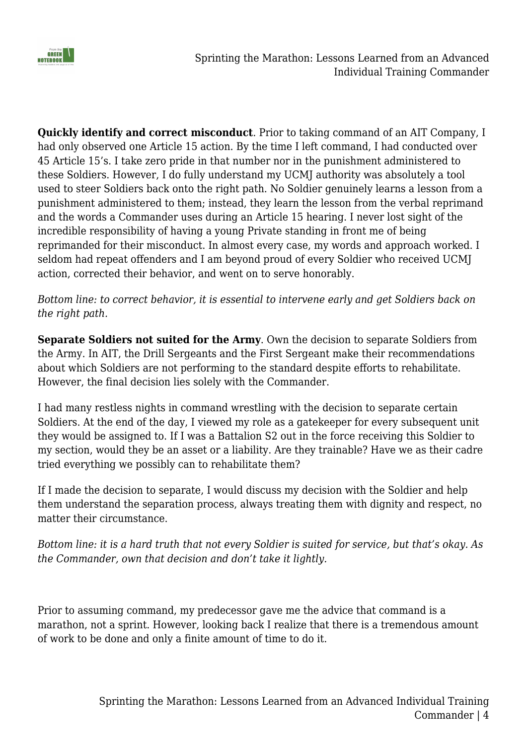**Quickly identify and correct misconduct**. Prior to taking command of an AIT Company, I had only observed one Article 15 action. By the time I left command, I had conducted over 45 Article 15's. I take zero pride in that number nor in the punishment administered to these Soldiers. However, I do fully understand my UCMJ authority was absolutely a tool used to steer Soldiers back onto the right path. No Soldier genuinely learns a lesson from a punishment administered to them; instead, they learn the lesson from the verbal reprimand and the words a Commander uses during an Article 15 hearing. I never lost sight of the incredible responsibility of having a young Private standing in front me of being reprimanded for their misconduct. In almost every case, my words and approach worked. I seldom had repeat offenders and I am beyond proud of every Soldier who received UCMJ action, corrected their behavior, and went on to serve honorably.

*Bottom line: to correct behavior, it is essential to intervene early and get Soldiers back on the right path.*

**Separate Soldiers not suited for the Army**. Own the decision to separate Soldiers from the Army. In AIT, the Drill Sergeants and the First Sergeant make their recommendations about which Soldiers are not performing to the standard despite efforts to rehabilitate. However, the final decision lies solely with the Commander.

I had many restless nights in command wrestling with the decision to separate certain Soldiers. At the end of the day, I viewed my role as a gatekeeper for every subsequent unit they would be assigned to. If I was a Battalion S2 out in the force receiving this Soldier to my section, would they be an asset or a liability. Are they trainable? Have we as their cadre tried everything we possibly can to rehabilitate them?

If I made the decision to separate, I would discuss my decision with the Soldier and help them understand the separation process, always treating them with dignity and respect, no matter their circumstance.

*Bottom line: it is a hard truth that not every Soldier is suited for service, but that's okay. As the Commander, own that decision and don't take it lightly.*

Prior to assuming command, my predecessor gave me the advice that command is a marathon, not a sprint. However, looking back I realize that there is a tremendous amount of work to be done and only a finite amount of time to do it.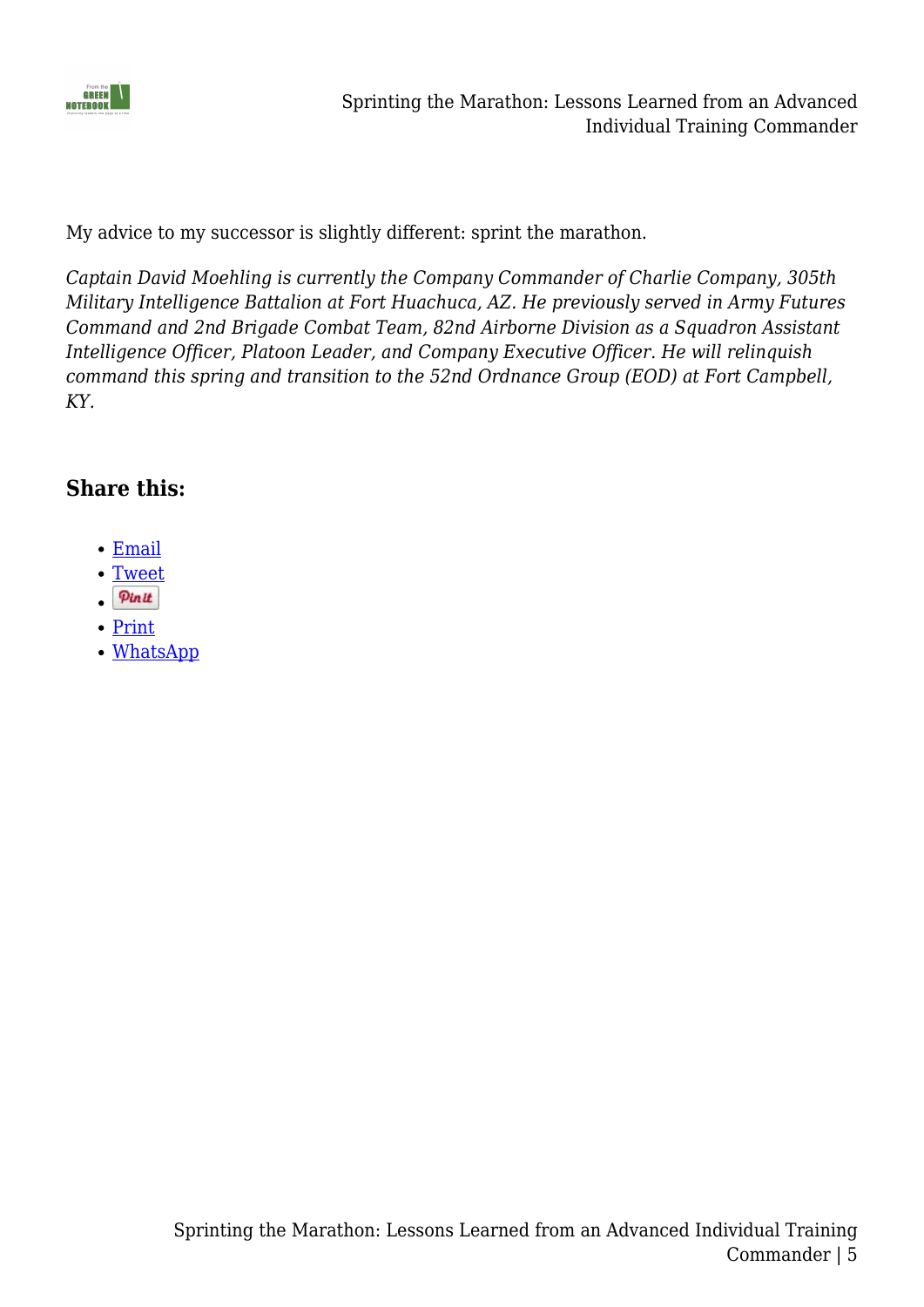My advice to my successor is slightly different: sprint the marathon.

*Captain David Moehling is currently the Company Commander of Charlie Company, 305th Military Intelligence Battalion at Fort Huachuca, AZ. He previously served in Army Futures Command and 2nd Brigade Combat Team, 82nd Airborne Division as a Squadron Assistant Intelligence Officer, Platoon Leader, and Company Executive Officer. He will relinquish command this spring and transition to the 52nd Ordnance Group (EOD) at Fort Campbell, KY.*

### Share this:

- Email
- Tweet
- Pin it
- Print
- WhatsApp